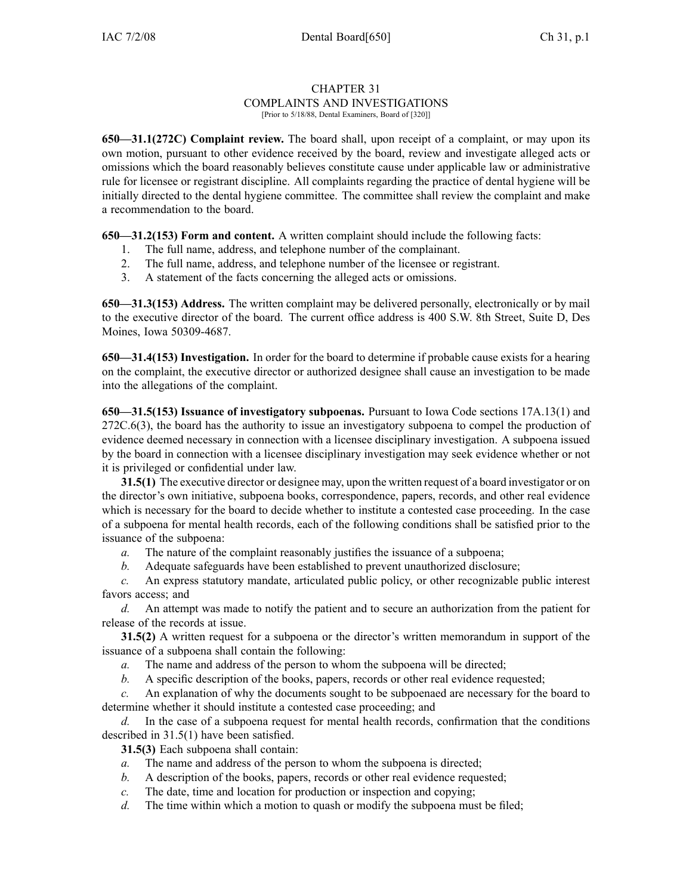# CHAPTER 31
# COMPLAINTS AND INVESTIGATIONS

[Prior to 5/18/88, Dental Examiners, Board of [320]]

**650—31.1(272C) Complaint review.** The board shall, upon receipt of a complaint, or may upon its own motion, pursuant to other evidence received by the board, review and investigate alleged acts or omissions which the board reasonably believes constitute cause under applicable law or administrative rule for licensee or registrant discipline. All complaints regarding the practice of dental hygiene will be initially directed to the dental hygiene committee. The committee shall review the complaint and make a recommendation to the board.

**650—31.2(153) Form and content.** A written complaint should include the following facts:

1. The full name, address, and telephone number of the complainant.
2. The full name, address, and telephone number of the licensee or registrant.
3. A statement of the facts concerning the alleged acts or omissions.

**650—31.3(153) Address.** The written complaint may be delivered personally, electronically or by mail to the executive director of the board. The current office address is 400 S.W. 8th Street, Suite D, Des Moines, Iowa 50309-4687.

**650—31.4(153) Investigation.** In order for the board to determine if probable cause exists for a hearing on the complaint, the executive director or authorized designee shall cause an investigation to be made into the allegations of the complaint.

**650—31.5(153) Issuance of investigatory subpoenas.** Pursuant to Iowa Code sections 17A.13(1) and 272C.6(3), the board has the authority to issue an investigatory subpoena to compel the production of evidence deemed necessary in connection with a licensee disciplinary investigation. A subpoena issued by the board in connection with a licensee disciplinary investigation may seek evidence whether or not it is privileged or confidential under law.

**31.5(1)** The executive director or designee may, upon the written request of a board investigator or on the director's own initiative, subpoena books, correspondence, papers, records, and other real evidence which is necessary for the board to decide whether to institute a contested case proceeding. In the case of a subpoena for mental health records, each of the following conditions shall be satisfied prior to the issuance of the subpoena:

*a.* The nature of the complaint reasonably justifies the issuance of a subpoena;

*b.* Adequate safeguards have been established to prevent unauthorized disclosure;

*c.* An express statutory mandate, articulated public policy, or other recognizable public interest favors access; and

*d.* An attempt was made to notify the patient and to secure an authorization from the patient for release of the records at issue.

**31.5(2)** A written request for a subpoena or the director's written memorandum in support of the issuance of a subpoena shall contain the following:

*a.* The name and address of the person to whom the subpoena will be directed;

*b.* A specific description of the books, papers, records or other real evidence requested;

*c.* An explanation of why the documents sought to be subpoenaed are necessary for the board to determine whether it should institute a contested case proceeding; and

*d.* In the case of a subpoena request for mental health records, confirmation that the conditions described in 31.5(1) have been satisfied.

**31.5(3)** Each subpoena shall contain:

*a.* The name and address of the person to whom the subpoena is directed;

*b.* A description of the books, papers, records or other real evidence requested;

*c.* The date, time and location for production or inspection and copying;

*d.* The time within which a motion to quash or modify the subpoena must be filed;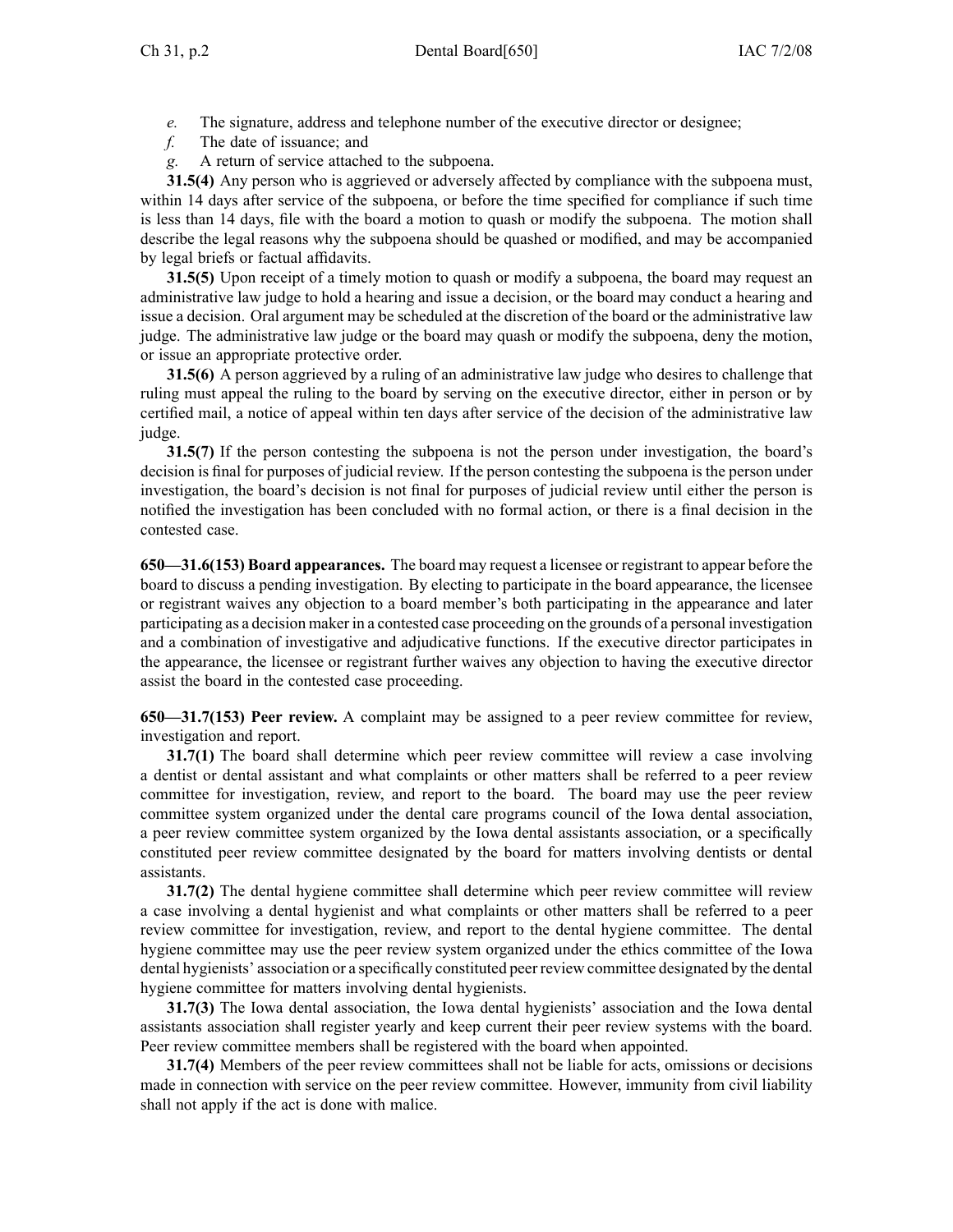*e.* The signature, address and telephone number of the executive director or designee;

*f.* The date of issuance; and

*g.* A return of service attached to the subpoena.

**31.5(4)** Any person who is aggrieved or adversely affected by compliance with the subpoena must, within 14 days after service of the subpoena, or before the time specified for compliance if such time is less than 14 days, file with the board a motion to quash or modify the subpoena. The motion shall describe the legal reasons why the subpoena should be quashed or modified, and may be accompanied by legal briefs or factual affidavits.

**31.5(5)** Upon receipt of a timely motion to quash or modify a subpoena, the board may request an administrative law judge to hold a hearing and issue a decision, or the board may conduct a hearing and issue a decision. Oral argument may be scheduled at the discretion of the board or the administrative law judge. The administrative law judge or the board may quash or modify the subpoena, deny the motion, or issue an appropriate protective order.

**31.5(6)** A person aggrieved by a ruling of an administrative law judge who desires to challenge that ruling must appeal the ruling to the board by serving on the executive director, either in person or by certified mail, a notice of appeal within ten days after service of the decision of the administrative law judge.

**31.5(7)** If the person contesting the subpoena is not the person under investigation, the board's decision is final for purposes of judicial review. If the person contesting the subpoena is the person under investigation, the board's decision is not final for purposes of judicial review until either the person is notified the investigation has been concluded with no formal action, or there is a final decision in the contested case.

**650—31.6(153) Board appearances.** The board may request a licensee or registrant to appear before the board to discuss a pending investigation. By electing to participate in the board appearance, the licensee or registrant waives any objection to a board member's both participating in the appearance and later participating as a decision maker in a contested case proceeding on the grounds of a personal investigation and a combination of investigative and adjudicative functions. If the executive director participates in the appearance, the licensee or registrant further waives any objection to having the executive director assist the board in the contested case proceeding.

**650—31.7(153) Peer review.** A complaint may be assigned to a peer review committee for review, investigation and report.

**31.7(1)** The board shall determine which peer review committee will review a case involving a dentist or dental assistant and what complaints or other matters shall be referred to a peer review committee for investigation, review, and report to the board. The board may use the peer review committee system organized under the dental care programs council of the Iowa dental association, a peer review committee system organized by the Iowa dental assistants association, or a specifically constituted peer review committee designated by the board for matters involving dentists or dental assistants.

**31.7(2)** The dental hygiene committee shall determine which peer review committee will review a case involving a dental hygienist and what complaints or other matters shall be referred to a peer review committee for investigation, review, and report to the dental hygiene committee. The dental hygiene committee may use the peer review system organized under the ethics committee of the Iowa dental hygienists' association or a specifically constituted peer review committee designated by the dental hygiene committee for matters involving dental hygienists.

**31.7(3)** The Iowa dental association, the Iowa dental hygienists' association and the Iowa dental assistants association shall register yearly and keep current their peer review systems with the board. Peer review committee members shall be registered with the board when appointed.

**31.7(4)** Members of the peer review committees shall not be liable for acts, omissions or decisions made in connection with service on the peer review committee. However, immunity from civil liability shall not apply if the act is done with malice.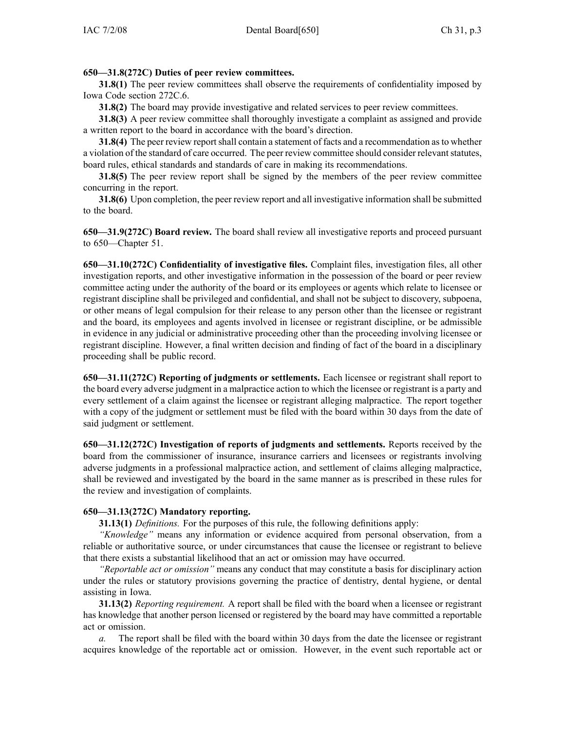**650—31.8(272C) Duties of peer review committees.**

**31.8(1)** The peer review committees shall observe the requirements of confidentiality imposed by Iowa Code section 272C.6.

**31.8(2)** The board may provide investigative and related services to peer review committees.

**31.8(3)** A peer review committee shall thoroughly investigate a complaint as assigned and provide a written report to the board in accordance with the board's direction.

**31.8(4)** The peer review report shall contain a statement of facts and a recommendation as to whether a violation of the standard of care occurred. The peer review committee should consider relevant statutes, board rules, ethical standards and standards of care in making its recommendations.

**31.8(5)** The peer review report shall be signed by the members of the peer review committee concurring in the report.

**31.8(6)** Upon completion, the peer review report and all investigative information shall be submitted to the board.

**650—31.9(272C) Board review.** The board shall review all investigative reports and proceed pursuant to 650—Chapter 51.

**650—31.10(272C) Confidentiality of investigative files.** Complaint files, investigation files, all other investigation reports, and other investigative information in the possession of the board or peer review committee acting under the authority of the board or its employees or agents which relate to licensee or registrant discipline shall be privileged and confidential, and shall not be subject to discovery, subpoena, or other means of legal compulsion for their release to any person other than the licensee or registrant and the board, its employees and agents involved in licensee or registrant discipline, or be admissible in evidence in any judicial or administrative proceeding other than the proceeding involving licensee or registrant discipline. However, a final written decision and finding of fact of the board in a disciplinary proceeding shall be public record.

**650—31.11(272C) Reporting of judgments or settlements.** Each licensee or registrant shall report to the board every adverse judgment in a malpractice action to which the licensee or registrant is a party and every settlement of a claim against the licensee or registrant alleging malpractice. The report together with a copy of the judgment or settlement must be filed with the board within 30 days from the date of said judgment or settlement.

**650—31.12(272C) Investigation of reports of judgments and settlements.** Reports received by the board from the commissioner of insurance, insurance carriers and licensees or registrants involving adverse judgments in a professional malpractice action, and settlement of claims alleging malpractice, shall be reviewed and investigated by the board in the same manner as is prescribed in these rules for the review and investigation of complaints.

**650—31.13(272C) Mandatory reporting.**

**31.13(1)** *Definitions.* For the purposes of this rule, the following definitions apply:

*"Knowledge"* means any information or evidence acquired from personal observation, from a reliable or authoritative source, or under circumstances that cause the licensee or registrant to believe that there exists a substantial likelihood that an act or omission may have occurred.

*"Reportable act or omission"* means any conduct that may constitute a basis for disciplinary action under the rules or statutory provisions governing the practice of dentistry, dental hygiene, or dental assisting in Iowa.

**31.13(2)** *Reporting requirement.* A report shall be filed with the board when a licensee or registrant has knowledge that another person licensed or registered by the board may have committed a reportable act or omission.

*a.* The report shall be filed with the board within 30 days from the date the licensee or registrant acquires knowledge of the reportable act or omission. However, in the event such reportable act or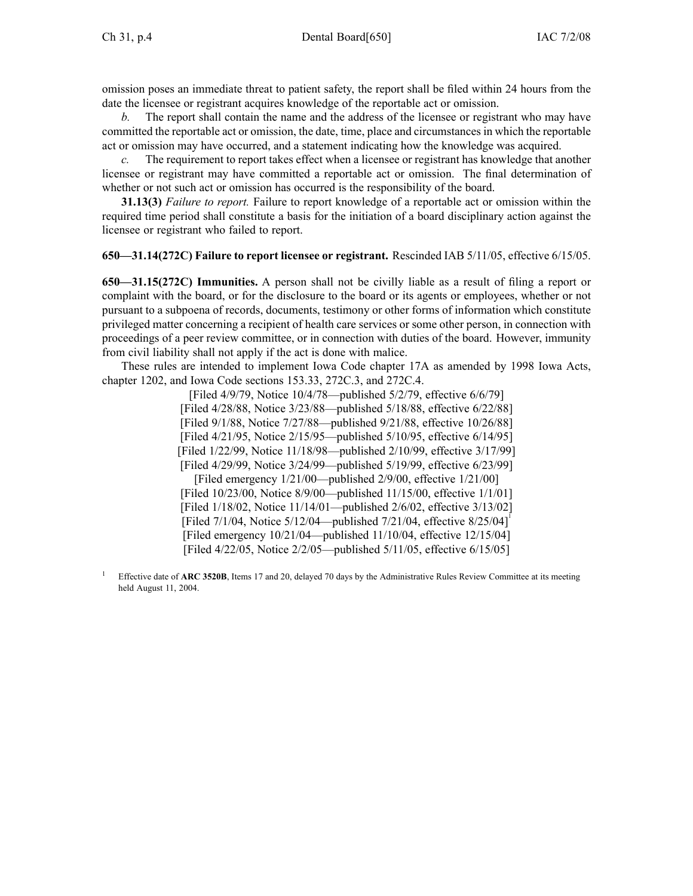omission poses an immediate threat to patient safety, the report shall be filed within 24 hours from the date the licensee or registrant acquires knowledge of the reportable act or omission.

*b.* The report shall contain the name and the address of the licensee or registrant who may have committed the reportable act or omission, the date, time, place and circumstances in which the reportable act or omission may have occurred, and a statement indicating how the knowledge was acquired.

*c.* The requirement to report takes effect when a licensee or registrant has knowledge that another licensee or registrant may have committed a reportable act or omission. The final determination of whether or not such act or omission has occurred is the responsibility of the board.

**31.13(3)** *Failure to report.* Failure to report knowledge of a reportable act or omission within the required time period shall constitute a basis for the initiation of a board disciplinary action against the licensee or registrant who failed to report.

**650—31.14(272C) Failure to report licensee or registrant.** Rescinded IAB 5/11/05, effective 6/15/05.

**650—31.15(272C) Immunities.** A person shall not be civilly liable as a result of filing a report or complaint with the board, or for the disclosure to the board or its agents or employees, whether or not pursuant to a subpoena of records, documents, testimony or other forms of information which constitute privileged matter concerning a recipient of health care services or some other person, in connection with proceedings of a peer review committee, or in connection with duties of the board. However, immunity from civil liability shall not apply if the act is done with malice.

These rules are intended to implement Iowa Code chapter 17A as amended by 1998 Iowa Acts, chapter 1202, and Iowa Code sections 153.33, 272C.3, and 272C.4.

[Filed 4/9/79, Notice 10/4/78—published 5/2/79, effective 6/6/79]
[Filed 4/28/88, Notice 3/23/88—published 5/18/88, effective 6/22/88]
[Filed 9/1/88, Notice 7/27/88—published 9/21/88, effective 10/26/88]
[Filed 4/21/95, Notice 2/15/95—published 5/10/95, effective 6/14/95]
[Filed 1/22/99, Notice 11/18/98—published 2/10/99, effective 3/17/99]
[Filed 4/29/99, Notice 3/24/99—published 5/19/99, effective 6/23/99]
[Filed emergency 1/21/00—published 2/9/00, effective 1/21/00]
[Filed 10/23/00, Notice 8/9/00—published 11/15/00, effective 1/1/01]
[Filed 1/18/02, Notice 11/14/01—published 2/6/02, effective 3/13/02]
[Filed 7/1/04, Notice 5/12/04—published 7/21/04, effective 8/25/04][1]
[Filed emergency 10/21/04—published 11/10/04, effective 12/15/04]
[Filed 4/22/05, Notice 2/2/05—published 5/11/05, effective 6/15/05]

[1] Effective date of **ARC 3520B**, Items 17 and 20, delayed 70 days by the Administrative Rules Review Committee at its meeting held August 11, 2004.